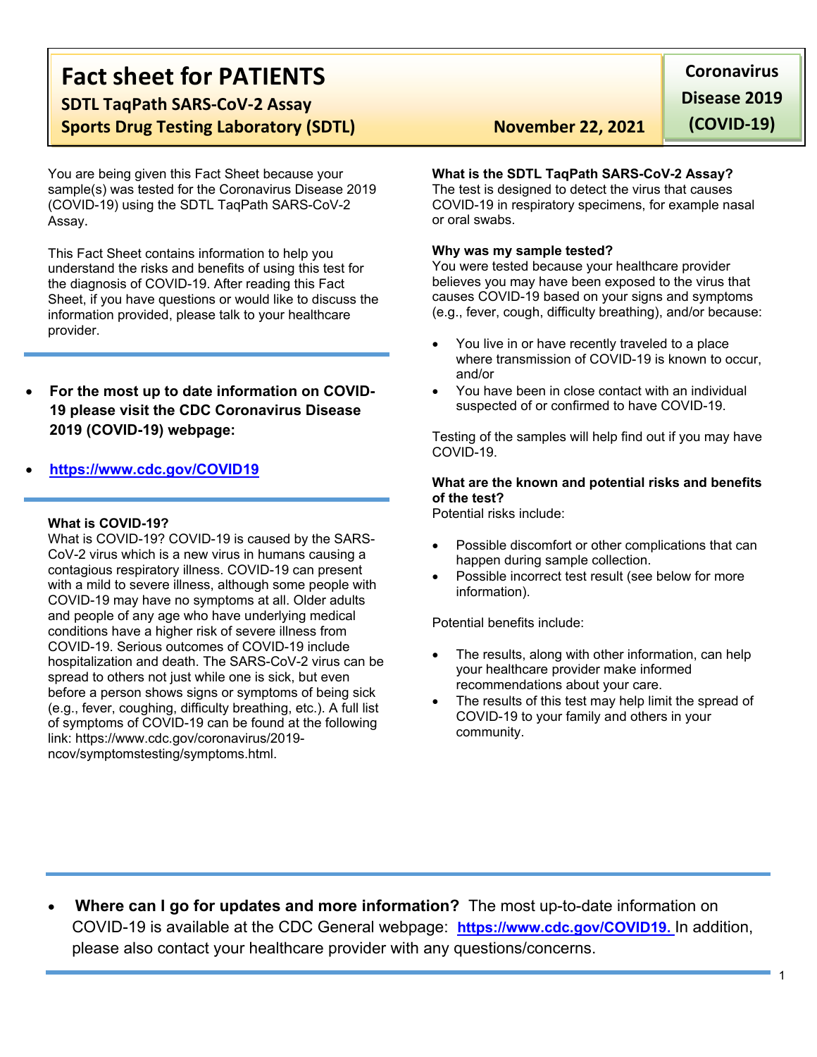# Fact sheet for PATIENTS

**SDTL TaqPath SARS-CoV-2 Assay**

**Sports Drug Testing Laboratory (SDTL)** **November 22, 2021**

**Coronavirus Disease 2019 (COVID-19)**

You are being given this Fact Sheet because your sample(s) was tested for the Coronavirus Disease 2019 (COVID-19) using the SDTL TaqPath SARS-CoV-2 Assay.

This Fact Sheet contains information to help you understand the risks and benefits of using this test for the diagnosis of COVID-19. After reading this Fact Sheet, if you have questions or would like to discuss the information provided, please talk to your healthcare provider.

- **For the most up to date information on COVID-19 please visit the CDC Coronavirus Disease 2019 (COVID-19) webpage:**
- **https://www.cdc.gov/COVID19**

**What is COVID-19?**

What is COVID-19? COVID-19 is caused by the SARS-CoV-2 virus which is a new virus in humans causing a contagious respiratory illness. COVID-19 can present with a mild to severe illness, although some people with COVID-19 may have no symptoms at all. Older adults and people of any age who have underlying medical conditions have a higher risk of severe illness from COVID-19. Serious outcomes of COVID-19 include hospitalization and death. The SARS-CoV-2 virus can be spread to others not just while one is sick, but even before a person shows signs or symptoms of being sick (e.g., fever, coughing, difficulty breathing, etc.). A full list of symptoms of COVID-19 can be found at the following link: https://www.cdc.gov/coronavirus/2019-ncov/symptomstesting/symptoms.html.

**What is the SDTL TaqPath SARS-CoV-2 Assay?**

The test is designed to detect the virus that causes COVID-19 in respiratory specimens, for example nasal or oral swabs.

**Why was my sample tested?**

You were tested because your healthcare provider believes you may have been exposed to the virus that causes COVID-19 based on your signs and symptoms (e.g., fever, cough, difficulty breathing), and/or because:

- You live in or have recently traveled to a place where transmission of COVID-19 is known to occur, and/or
- You have been in close contact with an individual suspected of or confirmed to have COVID-19.

Testing of the samples will help find out if you may have COVID-19.

**What are the known and potential risks and benefits of the test?**

Potential risks include:

- Possible discomfort or other complications that can happen during sample collection.
- Possible incorrect test result (see below for more information).

Potential benefits include:

- The results, along with other information, can help your healthcare provider make informed recommendations about your care.
- The results of this test may help limit the spread of COVID-19 to your family and others in your community.

- **Where can I go for updates and more information?** The most up-to-date information on COVID-19 is available at the CDC General webpage: **https://www.cdc.gov/COVID19.** In addition, please also contact your healthcare provider with any questions/concerns.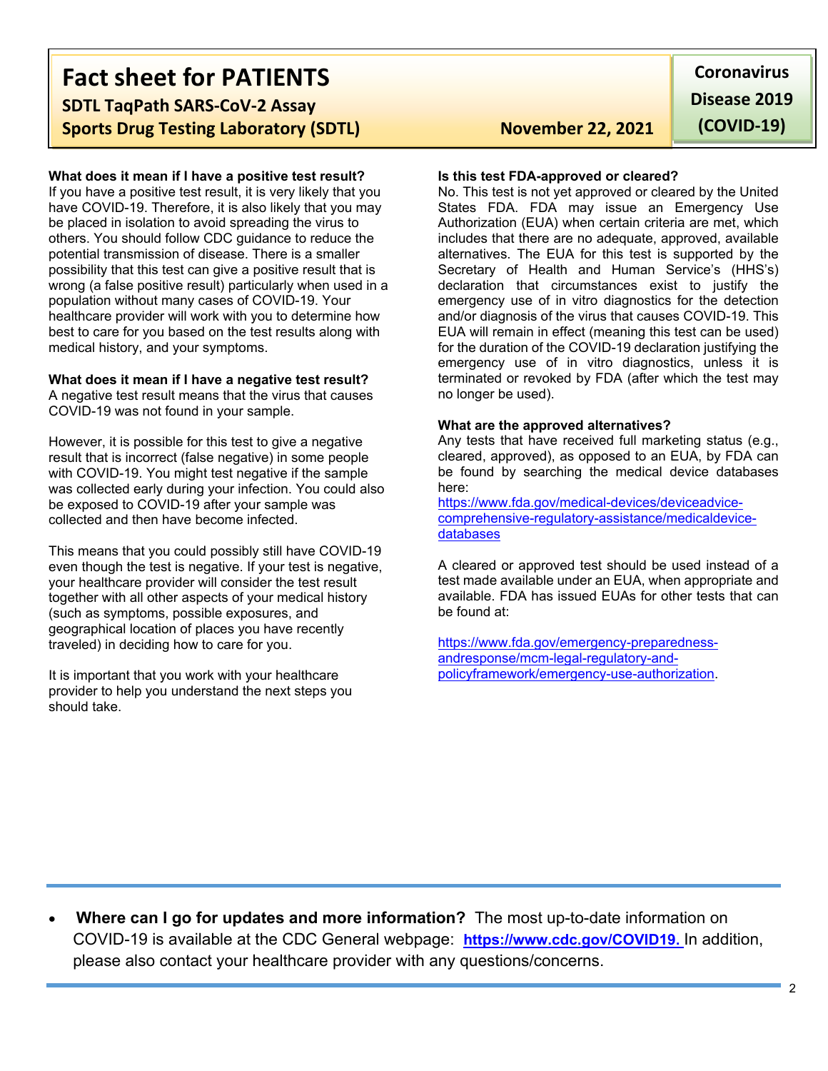# Fact sheet for PATIENTS

**SDTL TaqPath SARS-CoV-2 Assay**

**Sports Drug Testing Laboratory (SDTL)** **November 22, 2021**

**Coronavirus Disease 2019 (COVID-19)**

**What does it mean if I have a positive test result?**
If you have a positive test result, it is very likely that you have COVID-19. Therefore, it is also likely that you may be placed in isolation to avoid spreading the virus to others. You should follow CDC guidance to reduce the potential transmission of disease. There is a smaller possibility that this test can give a positive result that is wrong (a false positive result) particularly when used in a population without many cases of COVID-19. Your healthcare provider will work with you to determine how best to care for you based on the test results along with medical history, and your symptoms.

**What does it mean if I have a negative test result?**
A negative test result means that the virus that causes COVID-19 was not found in your sample.

However, it is possible for this test to give a negative result that is incorrect (false negative) in some people with COVID-19. You might test negative if the sample was collected early during your infection. You could also be exposed to COVID-19 after your sample was collected and then have become infected.

This means that you could possibly still have COVID-19 even though the test is negative. If your test is negative, your healthcare provider will consider the test result together with all other aspects of your medical history (such as symptoms, possible exposures, and geographical location of places you have recently traveled) in deciding how to care for you.

It is important that you work with your healthcare provider to help you understand the next steps you should take.

**Is this test FDA-approved or cleared?**
No. This test is not yet approved or cleared by the United States FDA. FDA may issue an Emergency Use Authorization (EUA) when certain criteria are met, which includes that there are no adequate, approved, available alternatives. The EUA for this test is supported by the Secretary of Health and Human Service's (HHS's) declaration that circumstances exist to justify the emergency use of in vitro diagnostics for the detection and/or diagnosis of the virus that causes COVID-19. This EUA will remain in effect (meaning this test can be used) for the duration of the COVID-19 declaration justifying the emergency use of in vitro diagnostics, unless it is terminated or revoked by FDA (after which the test may no longer be used).

**What are the approved alternatives?**
Any tests that have received full marketing status (e.g., cleared, approved), as opposed to an EUA, by FDA can be found by searching the medical device databases here:
https://www.fda.gov/medical-devices/deviceadvice-comprehensive-regulatory-assistance/medicaldevice-databases

A cleared or approved test should be used instead of a test made available under an EUA, when appropriate and available. FDA has issued EUAs for other tests that can be found at:

https://www.fda.gov/emergency-preparedness-andresponse/mcm-legal-regulatory-and-policyframework/emergency-use-authorization.

- **Where can I go for updates and more information?** The most up-to-date information on COVID-19 is available at the CDC General webpage: **https://www.cdc.gov/COVID19.** In addition, please also contact your healthcare provider with any questions/concerns.